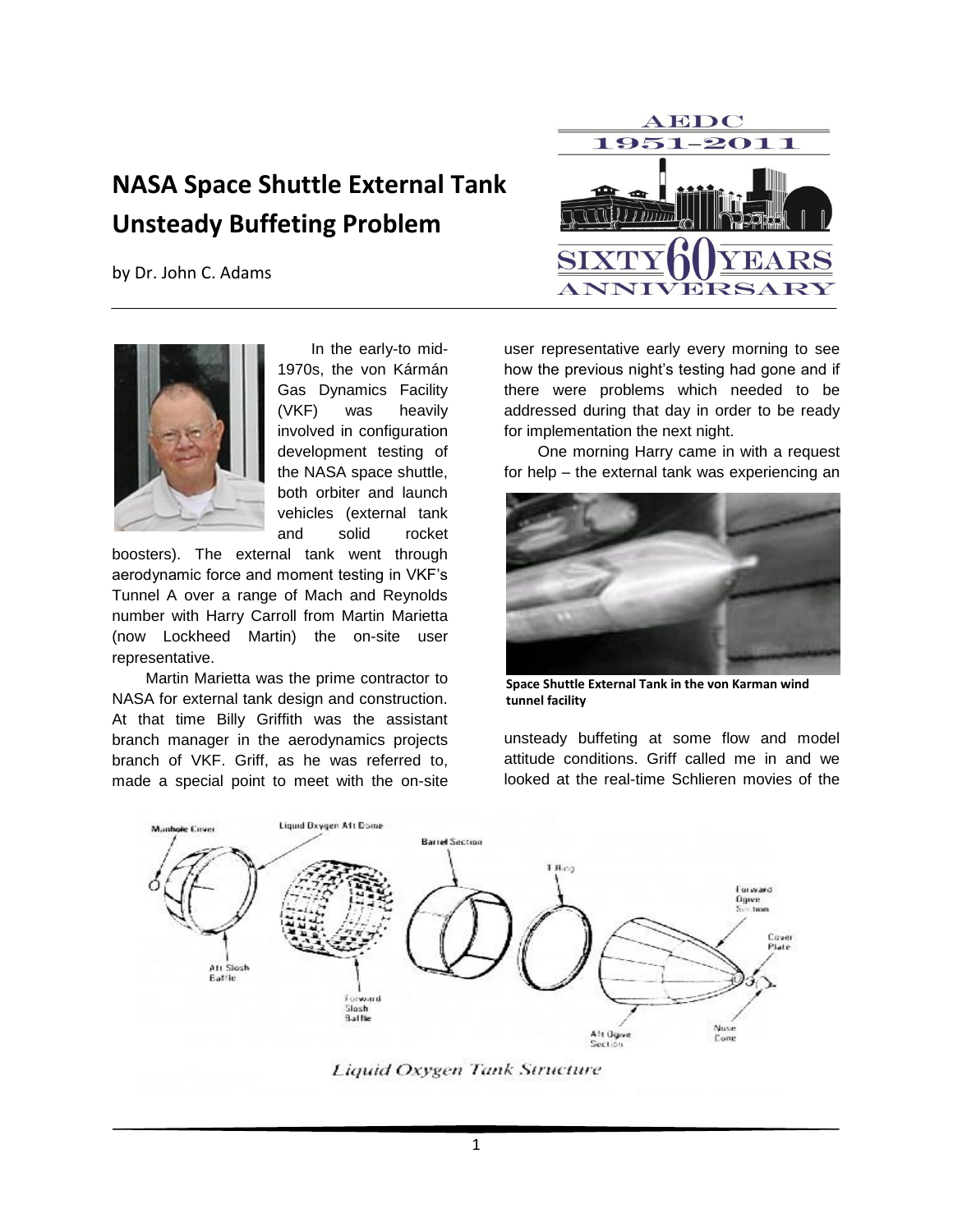# NASA Space Shuttle External Tank Unsteady Buffeting Problem

by Dr. John C. Adams

In the early-to mid-1970s, the von Kármán Gas Dynamics Facility (VKF) was heavily involved in configuration development testing of the NASA space shuttle, both orbiter and launch vehicles (external tank and solid rocket boosters). The external tank went through aerodynamic force and moment testing in VKF's Tunnel A over a range of Mach and Reynolds number with Harry Carroll from Martin Marietta (now Lockheed Martin) the on-site user representative.

Martin Marietta was the prime contractor to NASA for external tank design and construction. At that time Billy Griffith was the assistant branch manager in the aerodynamics projects branch of VKF. Griff, as he was referred to, made a special point to meet with the on-site user representative early every morning to see how the previous night's testing had gone and if there were problems which needed to be addressed during that day in order to be ready for implementation the next night.

One morning Harry came in with a request for help – the external tank was experiencing an unsteady buffeting at some flow and model attitude conditions. Griff called me in and we looked at the real-time Schlieren movies of the

**Space Shuttle External Tank in the von Karman wind tunnel facility**

*Liquid Oxygen Tank Structure*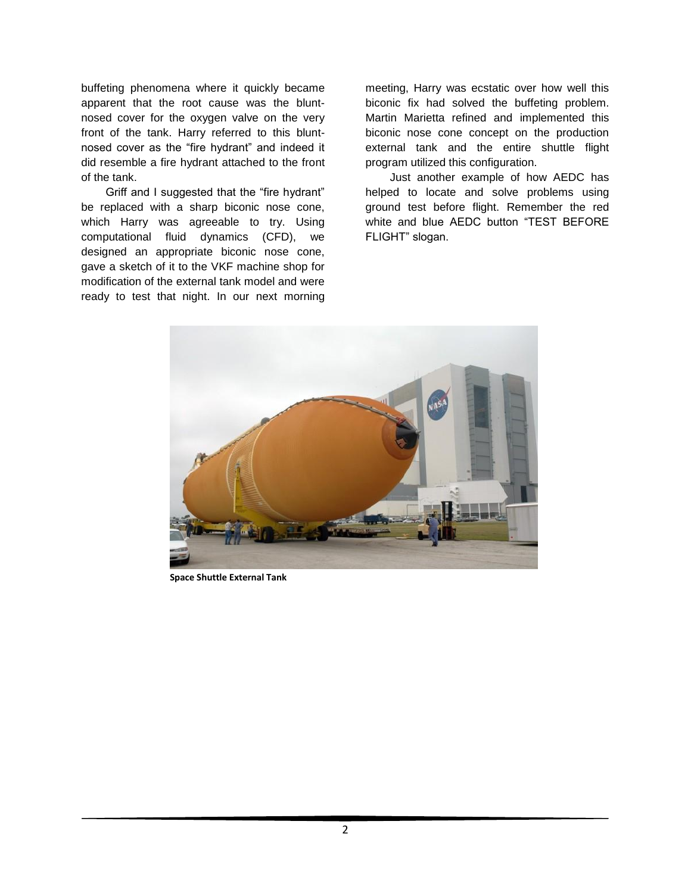buffeting phenomena where it quickly became apparent that the root cause was the blunt-nosed cover for the oxygen valve on the very front of the tank. Harry referred to this blunt-nosed cover as the "fire hydrant" and indeed it did resemble a fire hydrant attached to the front of the tank.

Griff and I suggested that the "fire hydrant" be replaced with a sharp biconic nose cone, which Harry was agreeable to try. Using computational fluid dynamics (CFD), we designed an appropriate biconic nose cone, gave a sketch of it to the VKF machine shop for modification of the external tank model and were ready to test that night. In our next morning meeting, Harry was ecstatic over how well this biconic fix had solved the buffeting problem. Martin Marietta refined and implemented this biconic nose cone concept on the production external tank and the entire shuttle flight program utilized this configuration.

Just another example of how AEDC has helped to locate and solve problems using ground test before flight. Remember the red white and blue AEDC button "TEST BEFORE FLIGHT" slogan.

**Space Shuttle External Tank**